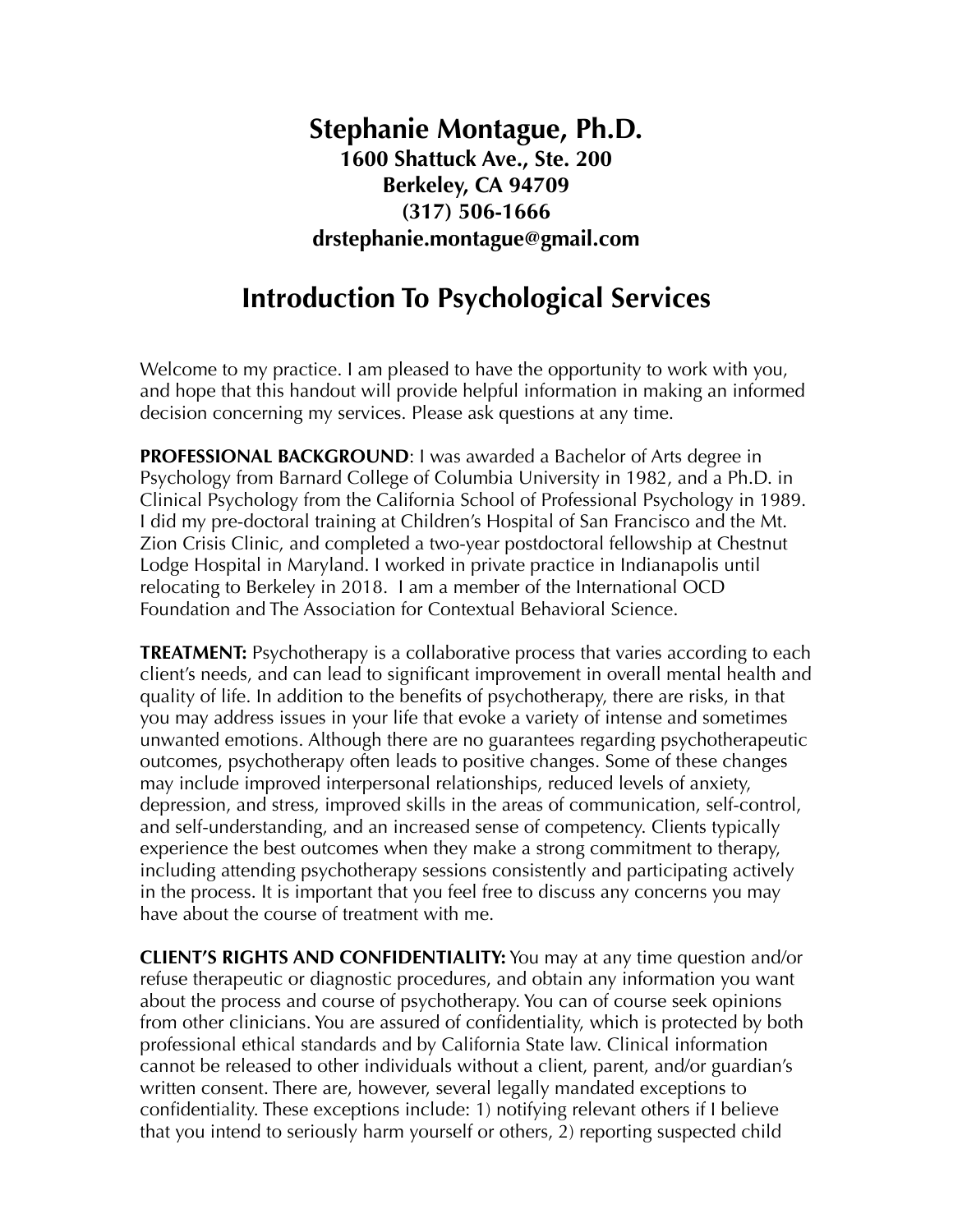# Stephanie Montague, Ph.D.

**1600 Shattuck Ave., Ste. 200**
**Berkeley, CA 94709**
**(317) 506-1666**
**drstephanie.montague@gmail.com**

## Introduction To Psychological Services

Welcome to my practice. I am pleased to have the opportunity to work with you, and hope that this handout will provide helpful information in making an informed decision concerning my services. Please ask questions at any time.

**PROFESSIONAL BACKGROUND**: I was awarded a Bachelor of Arts degree in Psychology from Barnard College of Columbia University in 1982, and a Ph.D. in Clinical Psychology from the California School of Professional Psychology in 1989. I did my pre-doctoral training at Children's Hospital of San Francisco and the Mt. Zion Crisis Clinic, and completed a two-year postdoctoral fellowship at Chestnut Lodge Hospital in Maryland. I worked in private practice in Indianapolis until relocating to Berkeley in 2018. I am a member of the International OCD Foundation and The Association for Contextual Behavioral Science.

**TREATMENT:** Psychotherapy is a collaborative process that varies according to each client's needs, and can lead to significant improvement in overall mental health and quality of life. In addition to the benefits of psychotherapy, there are risks, in that you may address issues in your life that evoke a variety of intense and sometimes unwanted emotions. Although there are no guarantees regarding psychotherapeutic outcomes, psychotherapy often leads to positive changes. Some of these changes may include improved interpersonal relationships, reduced levels of anxiety, depression, and stress, improved skills in the areas of communication, self-control, and self-understanding, and an increased sense of competency. Clients typically experience the best outcomes when they make a strong commitment to therapy, including attending psychotherapy sessions consistently and participating actively in the process. It is important that you feel free to discuss any concerns you may have about the course of treatment with me.

**CLIENT'S RIGHTS AND CONFIDENTIALITY:** You may at any time question and/or refuse therapeutic or diagnostic procedures, and obtain any information you want about the process and course of psychotherapy. You can of course seek opinions from other clinicians. You are assured of confidentiality, which is protected by both professional ethical standards and by California State law. Clinical information cannot be released to other individuals without a client, parent, and/or guardian's written consent. There are, however, several legally mandated exceptions to confidentiality. These exceptions include: 1) notifying relevant others if I believe that you intend to seriously harm yourself or others, 2) reporting suspected child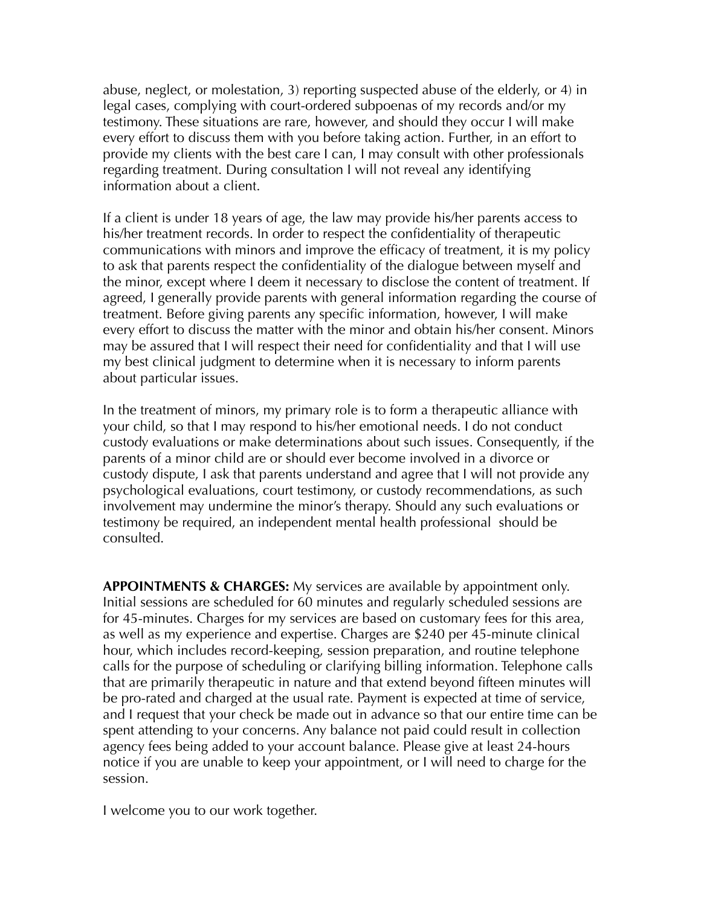abuse, neglect, or molestation, 3) reporting suspected abuse of the elderly, or 4) in legal cases, complying with court-ordered subpoenas of my records and/or my testimony. These situations are rare, however, and should they occur I will make every effort to discuss them with you before taking action. Further, in an effort to provide my clients with the best care I can, I may consult with other professionals regarding treatment. During consultation I will not reveal any identifying information about a client.

If a client is under 18 years of age, the law may provide his/her parents access to his/her treatment records. In order to respect the confidentiality of therapeutic communications with minors and improve the efficacy of treatment, it is my policy to ask that parents respect the confidentiality of the dialogue between myself and the minor, except where I deem it necessary to disclose the content of treatment. If agreed, I generally provide parents with general information regarding the course of treatment. Before giving parents any specific information, however, I will make every effort to discuss the matter with the minor and obtain his/her consent. Minors may be assured that I will respect their need for confidentiality and that I will use my best clinical judgment to determine when it is necessary to inform parents about particular issues.

In the treatment of minors, my primary role is to form a therapeutic alliance with your child, so that I may respond to his/her emotional needs. I do not conduct custody evaluations or make determinations about such issues. Consequently, if the parents of a minor child are or should ever become involved in a divorce or custody dispute, I ask that parents understand and agree that I will not provide any psychological evaluations, court testimony, or custody recommendations, as such involvement may undermine the minor's therapy. Should any such evaluations or testimony be required, an independent mental health professional should be consulted.

**APPOINTMENTS & CHARGES:** My services are available by appointment only. Initial sessions are scheduled for 60 minutes and regularly scheduled sessions are for 45-minutes. Charges for my services are based on customary fees for this area, as well as my experience and expertise. Charges are $240 per 45-minute clinical hour, which includes record-keeping, session preparation, and routine telephone calls for the purpose of scheduling or clarifying billing information. Telephone calls that are primarily therapeutic in nature and that extend beyond fifteen minutes will be pro-rated and charged at the usual rate. Payment is expected at time of service, and I request that your check be made out in advance so that our entire time can be spent attending to your concerns. Any balance not paid could result in collection agency fees being added to your account balance. Please give at least 24-hours notice if you are unable to keep your appointment, or I will need to charge for the session.

I welcome you to our work together.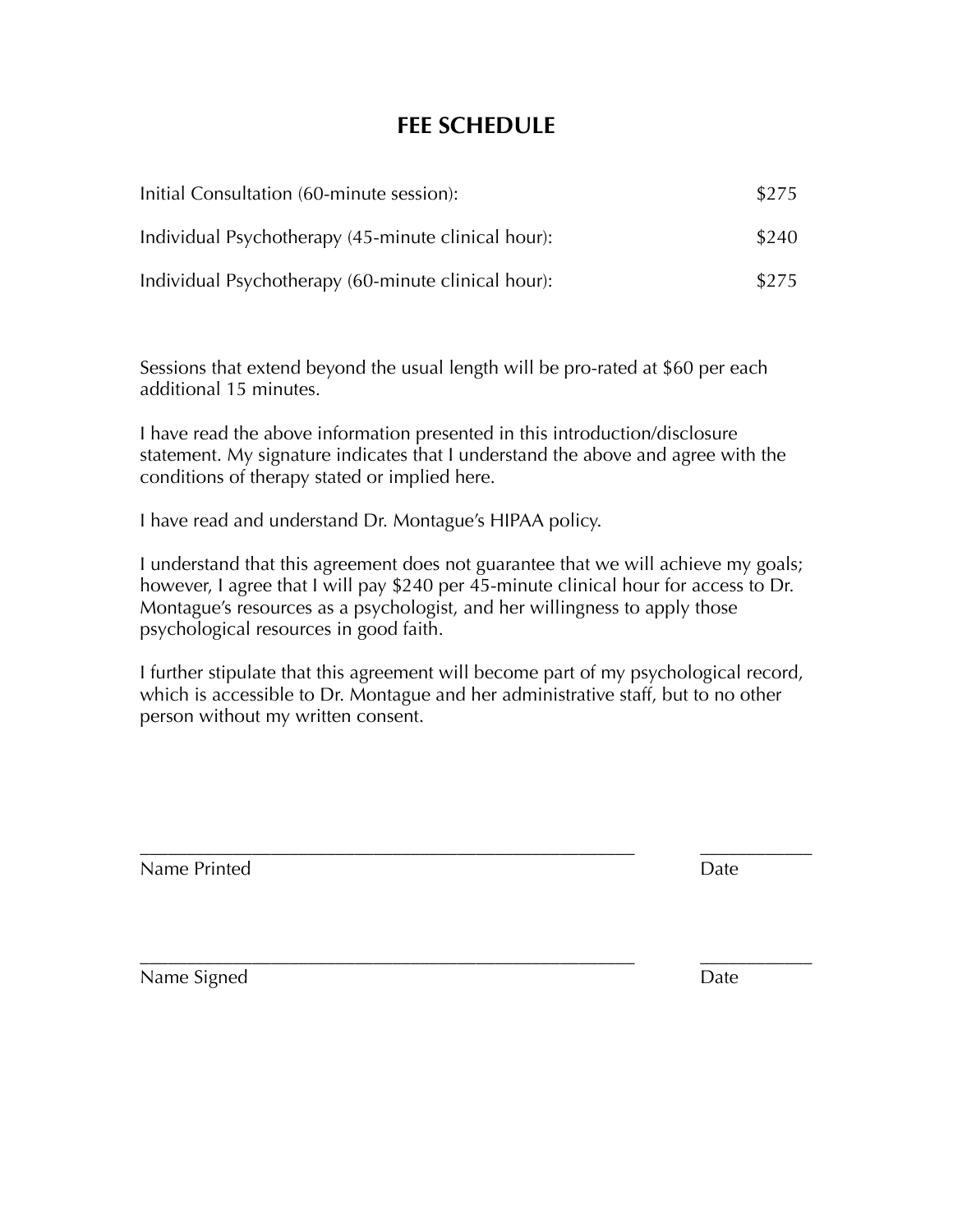## FEE SCHEDULE

| | |
|---|---|
| Initial Consultation (60-minute session): | $275 |
| Individual Psychotherapy (45-minute clinical hour): | $240 |
| Individual Psychotherapy (60-minute clinical hour): | $275 |

Sessions that extend beyond the usual length will be pro-rated at $60 per each additional 15 minutes.

I have read the above information presented in this introduction/disclosure statement. My signature indicates that I understand the above and agree with the conditions of therapy stated or implied here.

I have read and understand Dr. Montague's HIPAA policy.

I understand that this agreement does not guarantee that we will achieve my goals; however, I agree that I will pay $240 per 45-minute clinical hour for access to Dr. Montague's resources as a psychologist, and her willingness to apply those psychological resources in good faith.

I further stipulate that this agreement will become part of my psychological record, which is accessible to Dr. Montague and her administrative staff, but to no other person without my written consent.

_____________________________________________________ ____________

Name Printed Date

_____________________________________________________ ____________

Name Signed Date